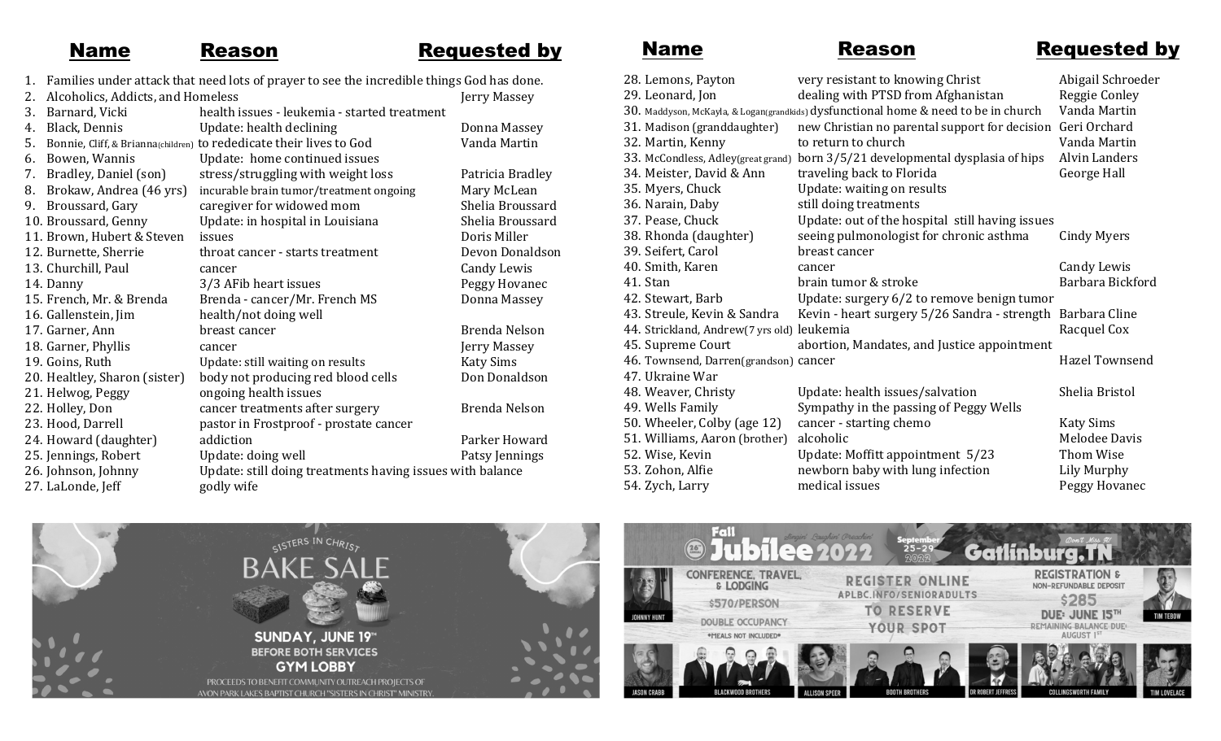| # | Name | Reason | Requested by |
|---|---|---|---|
| 1. | Families under attack that need lots of prayer to see the incredible things God has done. | | |
| 2. | Alcoholics, Addicts, and Homeless | | Jerry Massey |
| 3. | Barnard, Vicki | health issues - leukemia - started treatment | |
| 4. | Black, Dennis | Update: health declining | Donna Massey |
| 5. | Bonnie, Cliff, & Brianna(children) | to rededicate their lives to God | Vanda Martin |
| 6. | Bowen, Wannis | Update: home continued issues | |
| 7. | Bradley, Daniel (son) | stress/struggling with weight loss | Patricia Bradley |
| 8. | Brokaw, Andrea (46 yrs) | incurable brain tumor/treatment ongoing | Mary McLean |
| 9. | Broussard, Gary | caregiver for widowed mom | Shelia Broussard |
| 10. | Broussard, Genny | Update: in hospital in Louisiana | Shelia Broussard |
| 11. | Brown, Hubert & Steven | issues | Doris Miller |
| 12. | Burnette, Sherrie | throat cancer - starts treatment | Devon Donaldson |
| 13. | Churchill, Paul | cancer | Candy Lewis |
| 14. | Danny | 3/3 AFib heart issues | Peggy Hovanec |
| 15. | French, Mr. & Brenda | Brenda - cancer/Mr. French MS | Donna Massey |
| 16. | Gallenstein, Jim | health/not doing well | |
| 17. | Garner, Ann | breast cancer | Brenda Nelson |
| 18. | Garner, Phyllis | cancer | Jerry Massey |
| 19. | Goins, Ruth | Update: still waiting on results | Katy Sims |
| 20. | Healtley, Sharon (sister) | body not producing red blood cells | Don Donaldson |
| 21. | Helwog, Peggy | ongoing health issues | |
| 22. | Holley, Don | cancer treatments after surgery | Brenda Nelson |
| 23. | Hood, Darrell | pastor in Frostproof - prostate cancer | |
| 24. | Howard (daughter) | addiction | Parker Howard |
| 25. | Jennings, Robert | Update: doing well | Patsy Jennings |
| 26. | Johnson, Johnny | Update: still doing treatments having issues with balance | |
| 27. | LaLonde, Jeff | godly wife | |
| 28. | Lemons, Payton | very resistant to knowing Christ | Abigail Schroeder |
| 29. | Leonard, Jon | dealing with PTSD from Afghanistan | Reggie Conley |
| 30. | Maddyson, McKayla, & Logan(grandkids) | dysfunctional home & need to be in church | Vanda Martin |
| 31. | Madison (granddaughter) | new Christian no parental support for decision | Geri Orchard |
| 32. | Martin, Kenny | to return to church | Vanda Martin |
| 33. | McCondless, Adley(great grand) | born 3/5/21 developmental dysplasia of hips | Alvin Landers |
| 34. | Meister, David & Ann | traveling back to Florida | George Hall |
| 35. | Myers, Chuck | Update: waiting on results | |
| 36. | Narain, Daby | still doing treatments | |
| 37. | Pease, Chuck | Update: out of the hospital still having issues | |
| 38. | Rhonda (daughter) | seeing pulmonologist for chronic asthma | Cindy Myers |
| 39. | Seifert, Carol | breast cancer | |
| 40. | Smith, Karen | cancer | Candy Lewis |
| 41. | Stan | brain tumor & stroke | Barbara Bickford |
| 42. | Stewart, Barb | Update: surgery 6/2 to remove benign tumor | |
| 43. | Streule, Kevin & Sandra | Kevin - heart surgery 5/26 Sandra - strength | Barbara Cline |
| 44. | Strickland, Andrew(7 yrs old) | leukemia | Racquel Cox |
| 45. | Supreme Court | abortion, Mandates, and Justice appointment | |
| 46. | Townsend, Darren(grandson) | cancer | Hazel Townsend |
| 47. | Ukraine War | | |
| 48. | Weaver, Christy | Update: health issues/salvation | Shelia Bristol |
| 49. | Wells Family | Sympathy in the passing of Peggy Wells | |
| 50. | Wheeler, Colby (age 12) | cancer - starting chemo | Katy Sims |
| 51. | Williams, Aaron (brother) | alcoholic | Melodee Davis |
| 52. | Wise, Kevin | Update: Moffitt appointment 5/23 | Thom Wise |
| 53. | Zohon, Alfie | newborn baby with lung infection | Lily Murphy |
| 54. | Zych, Larry | medical issues | Peggy Hovanec |

SISTERS IN CHRIST

**BAKE SALE**

**SUNDAY, JUNE 19TH**
**BEFORE BOTH SERVICES**
**GYM LOBBY**

PROCEEDS TO BENEFIT COMMUNITY OUTREACH PROJECTS OF AVON PARK LAKES BAPTIST CHURCH "SISTERS IN CHRIST" MINISTRY.

**Fall Jubilee 2022** — Singin' Laughin' Preachin' — September 25-29, 2022 — Gatlinburg, TN — Don't Miss It!

CONFERENCE, TRAVEL, & LODGING
$570/PERSON
DOUBLE OCCUPANCY
*MEALS NOT INCLUDED*

REGISTER ONLINE
APLBC.INFO/SENIORADULTS
TO RESERVE YOUR SPOT

REGISTRATION & NON-REFUNDABLE DEPOSIT
$285
DUE: JUNE 15TH
REMAINING BALANCE DUE: AUGUST 1ST

JOHNNY HUNT · TIM TEBOW · JASON CRABB · BLACKWOOD BROTHERS · ALLISON SPEER · BOOTH BROTHERS · DR ROBERT JEFFRESS · COLLINGSWORTH FAMILY · TIM LOVELACE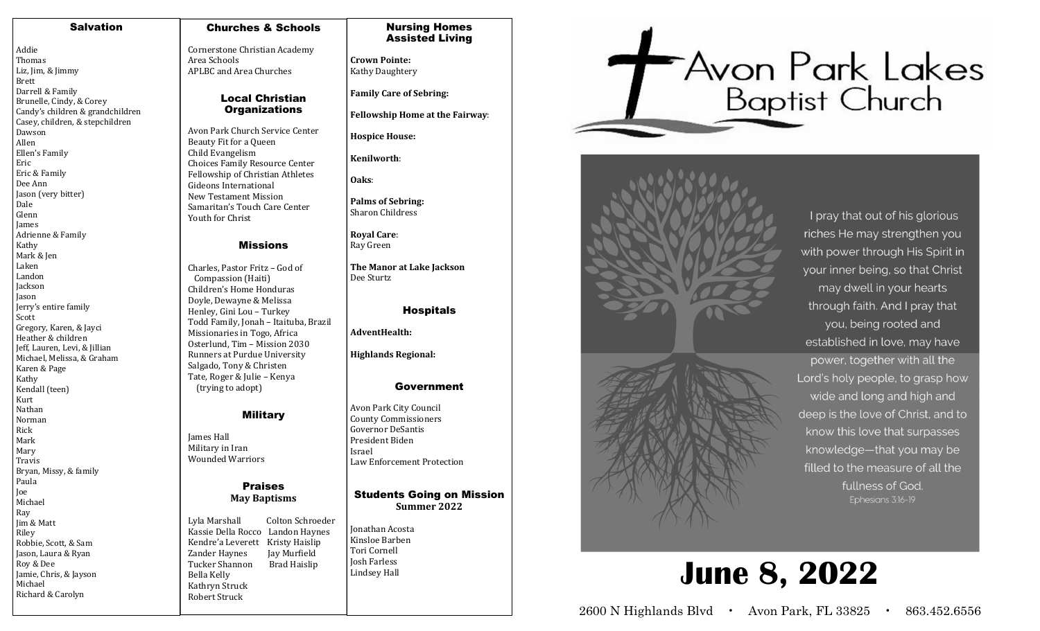## Salvation

Addie
Thomas
Liz, Jim, & Jimmy
Brett
Darrell & Family
Brunelle, Cindy, & Corey
Candy's children & grandchildren
Casey, children, & stepchildren
Dawson
Allen
Ellen's Family
Eric
Eric & Family
Dee Ann
Jason (very bitter)
Dale
Glenn
James
Adrienne & Family
Kathy
Mark & Jen
Laken
Landon
Jackson
Jason
Jerry's entire family
Scott
Gregory, Karen, & Jayci
Heather & children
Jeff, Lauren, Levi, & Jillian
Michael, Melissa, & Graham
Karen & Page
Kathy
Kendall (teen)
Kurt
Nathan
Norman
Rick
Mark
Mary
Travis
Bryan, Missy, & family
Paula
Joe
Michael
Ray
Jim & Matt
Riley
Robbie, Scott, & Sam
Jason, Laura & Ryan
Roy & Dee
Jamie, Chris, & Jayson
Michael
Richard & Carolyn

## Churches & Schools

Cornerstone Christian Academy
Area Schools
APLBC and Area Churches

## Local Christian Organizations

Avon Park Church Service Center
Beauty Fit for a Queen
Child Evangelism
Choices Family Resource Center
Fellowship of Christian Athletes
Gideons International
New Testament Mission
Samaritan's Touch Care Center
Youth for Christ

## Missions

Charles, Pastor Fritz – God of Compassion (Haiti)
Children's Home Honduras
Doyle, Dewayne & Melissa
Henley, Gini Lou – Turkey
Todd Family, Jonah – Itaituba, Brazil
Missionaries in Togo, Africa
Osterlund, Tim – Mission 2030
Runners at Purdue University
Salgado, Tony & Christen
Tate, Roger & Julie – Kenya (trying to adopt)

## Military

James Hall
Military in Iran
Wounded Warriors

## Praises

**May Baptisms**

Lyla Marshall
Kassie Della Rocco
Kendre'a Leverett
Zander Haynes
Tucker Shannon
Bella Kelly
Kathryn Struck
Robert Struck
Colton Schroeder
Landon Haynes
Kristy Haislip
Jay Murfield
Brad Haislip

## Nursing Homes Assisted Living

**Crown Pointe:**
Kathy Daughtery

**Family Care of Sebring:**

**Fellowship Home at the Fairway:**

**Hospice House:**

**Kenilworth:**

**Oaks:**

**Palms of Sebring:**
Sharon Childress

**Royal Care:**
Ray Green

**The Manor at Lake Jackson**
Dee Sturtz

## Hospitals

**AdventHealth:**

**Highlands Regional:**

## Government

Avon Park City Council
County Commissioners
Governor DeSantis
President Biden
Israel
Law Enforcement Protection

## Students Going on Mission

**Summer 2022**

Jonathan Acosta
Kinsloe Barben
Tori Cornell
Josh Farless
Lindsey Hall

# Avon Park Lakes Baptist Church

I pray that out of his glorious riches He may strengthen you with power through His Spirit in your inner being, so that Christ may dwell in your hearts through faith. And I pray that you, being rooted and established in love, may have power, together with all the Lord's holy people, to grasp how wide and long and high and deep is the love of Christ, and to know this love that surpasses knowledge—that you may be filled to the measure of all the fullness of God.
Ephesians 3:16-19

# June 8, 2022

2600 N Highlands Blvd • Avon Park, FL 33825 • 863.452.6556